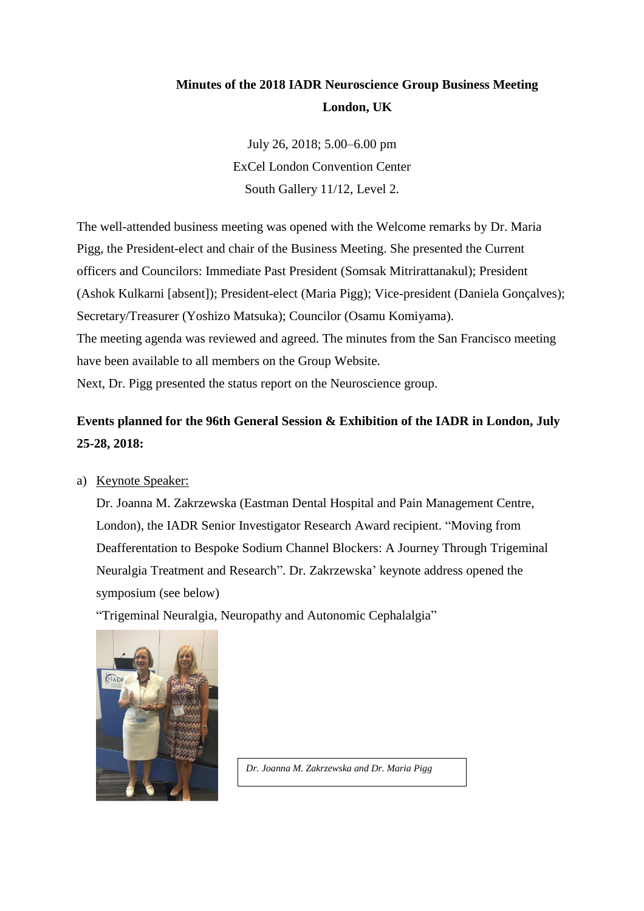**Minutes of the 2018 IADR Neuroscience Group Business Meeting**

**London, UK**

July 26, 2018; 5.00–6.00 pm

ExCel London Convention Center

South Gallery 11/12, Level 2.

The well-attended business meeting was opened with the Welcome remarks by Dr. Maria Pigg, the President-elect and chair of the Business Meeting. She presented the Current officers and Councilors: Immediate Past President (Somsak Mitrirattanakul); President (Ashok Kulkarni [absent]); President-elect (Maria Pigg); Vice-president (Daniela Gonçalves); Secretary/Treasurer (Yoshizo Matsuka); Councilor (Osamu Komiyama).

The meeting agenda was reviewed and agreed. The minutes from the San Francisco meeting have been available to all members on the Group Website.

Next, Dr. Pigg presented the status report on the Neuroscience group.

**Events planned for the 96th General Session & Exhibition of the IADR in London, July 25-28, 2018:**

a) Keynote Speaker:

Dr. Joanna M. Zakrzewska (Eastman Dental Hospital and Pain Management Centre, London), the IADR Senior Investigator Research Award recipient. "Moving from Deafferentation to Bespoke Sodium Channel Blockers: A Journey Through Trigeminal Neuralgia Treatment and Research". Dr. Zakrzewska' keynote address opened the symposium (see below)

"Trigeminal Neuralgia, Neuropathy and Autonomic Cephalalgia"

*Dr. Joanna M. Zakrzewska and Dr. Maria Pigg*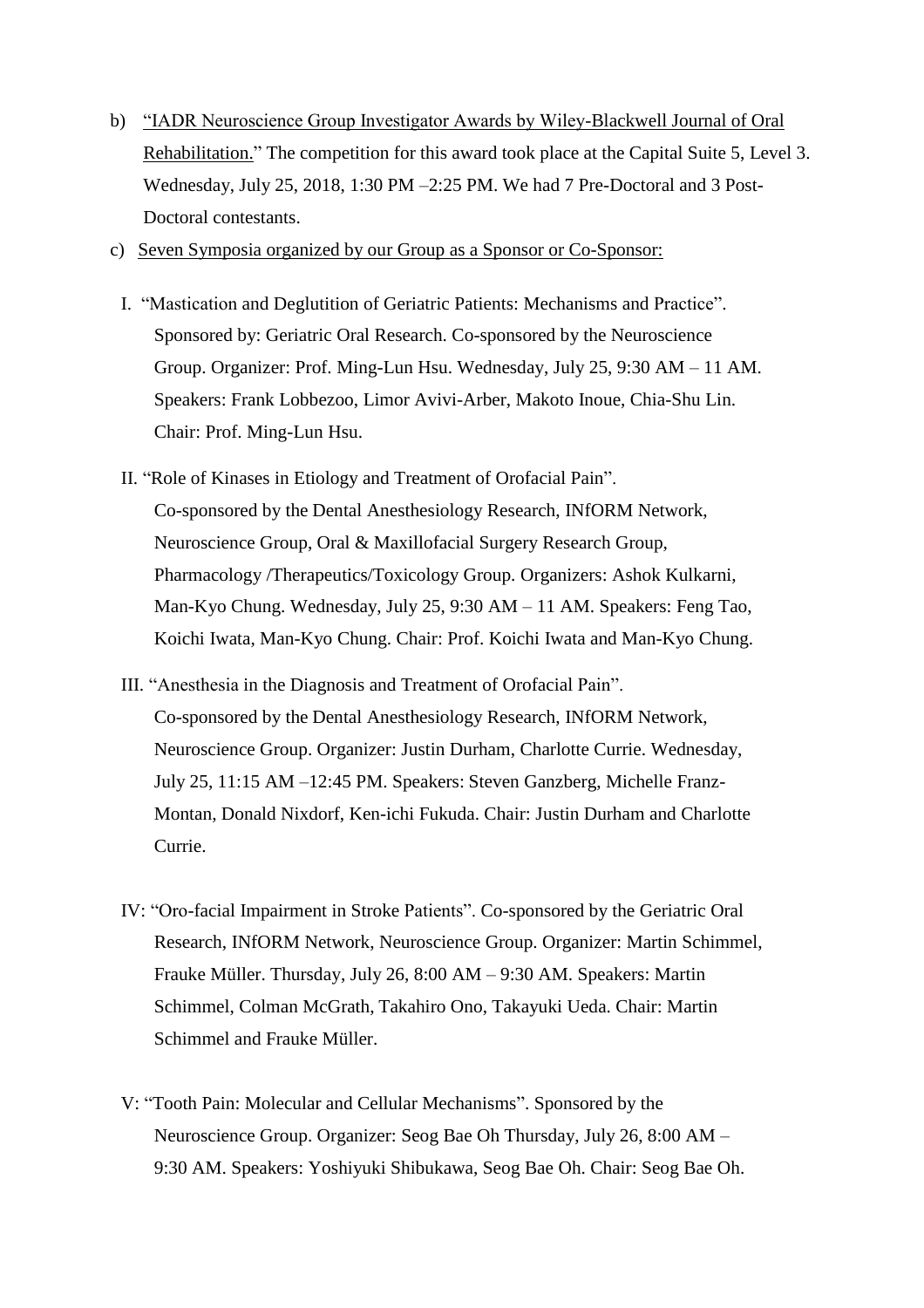b) <u>"IADR Neuroscience Group Investigator Awards by Wiley-Blackwell Journal of Oral Rehabilitation."</u> The competition for this award took place at the Capital Suite 5, Level 3. Wednesday, July 25, 2018, 1:30 PM –2:25 PM. We had 7 Pre-Doctoral and 3 Post-Doctoral contestants.

c) <u>Seven Symposia organized by our Group as a Sponsor or Co-Sponsor:</u>

I. "Mastication and Deglutition of Geriatric Patients: Mechanisms and Practice". Sponsored by: Geriatric Oral Research. Co-sponsored by the Neuroscience Group. Organizer: Prof. Ming-Lun Hsu. Wednesday, July 25, 9:30 AM – 11 AM. Speakers: Frank Lobbezoo, Limor Avivi-Arber, Makoto Inoue, Chia-Shu Lin. Chair: Prof. Ming-Lun Hsu.

II. "Role of Kinases in Etiology and Treatment of Orofacial Pain". Co-sponsored by the Dental Anesthesiology Research, INfORM Network, Neuroscience Group, Oral & Maxillofacial Surgery Research Group, Pharmacology /Therapeutics/Toxicology Group. Organizers: Ashok Kulkarni, Man-Kyo Chung. Wednesday, July 25, 9:30 AM – 11 AM. Speakers: Feng Tao, Koichi Iwata, Man-Kyo Chung. Chair: Prof. Koichi Iwata and Man-Kyo Chung.

III. "Anesthesia in the Diagnosis and Treatment of Orofacial Pain". Co-sponsored by the Dental Anesthesiology Research, INfORM Network, Neuroscience Group. Organizer: Justin Durham, Charlotte Currie. Wednesday, July 25, 11:15 AM –12:45 PM. Speakers: Steven Ganzberg, Michelle Franz-Montan, Donald Nixdorf, Ken-ichi Fukuda. Chair: Justin Durham and Charlotte Currie.

IV: "Oro-facial Impairment in Stroke Patients". Co-sponsored by the Geriatric Oral Research, INfORM Network, Neuroscience Group. Organizer: Martin Schimmel, Frauke Müller. Thursday, July 26, 8:00 AM – 9:30 AM. Speakers: Martin Schimmel, Colman McGrath, Takahiro Ono, Takayuki Ueda. Chair: Martin Schimmel and Frauke Müller.

V: "Tooth Pain: Molecular and Cellular Mechanisms". Sponsored by the Neuroscience Group. Organizer: Seog Bae Oh Thursday, July 26, 8:00 AM – 9:30 AM. Speakers: Yoshiyuki Shibukawa, Seog Bae Oh. Chair: Seog Bae Oh.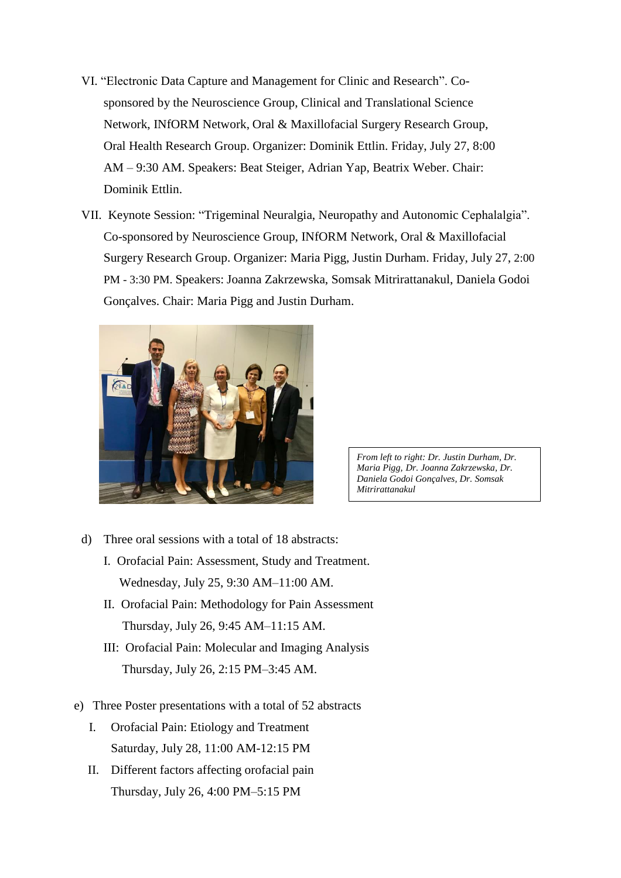VI. "Electronic Data Capture and Management for Clinic and Research". Co-sponsored by the Neuroscience Group, Clinical and Translational Science Network, INfORM Network, Oral & Maxillofacial Surgery Research Group, Oral Health Research Group. Organizer: Dominik Ettlin. Friday, July 27, 8:00 AM – 9:30 AM. Speakers: Beat Steiger, Adrian Yap, Beatrix Weber. Chair: Dominik Ettlin.

VII. Keynote Session: "Trigeminal Neuralgia, Neuropathy and Autonomic Cephalalgia". Co-sponsored by Neuroscience Group, INfORM Network, Oral & Maxillofacial Surgery Research Group. Organizer: Maria Pigg, Justin Durham. Friday, July 27, 2:00 PM - 3:30 PM. Speakers: Joanna Zakrzewska, Somsak Mitrirattanakul, Daniela Godoi Gonçalves. Chair: Maria Pigg and Justin Durham.

*From left to right: Dr. Justin Durham, Dr. Maria Pigg, Dr. Joanna Zakrzewska, Dr. Daniela Godoi Gonçalves, Dr. Somsak Mitrirattanakul*

d) Three oral sessions with a total of 18 abstracts:

I. Orofacial Pain: Assessment, Study and Treatment.
Wednesday, July 25, 9:30 AM–11:00 AM.

II. Orofacial Pain: Methodology for Pain Assessment
Thursday, July 26, 9:45 AM–11:15 AM.

III: Orofacial Pain: Molecular and Imaging Analysis
Thursday, July 26, 2:15 PM–3:45 AM.

e) Three Poster presentations with a total of 52 abstracts

I. Orofacial Pain: Etiology and Treatment
Saturday, July 28, 11:00 AM-12:15 PM

II. Different factors affecting orofacial pain
Thursday, July 26, 4:00 PM–5:15 PM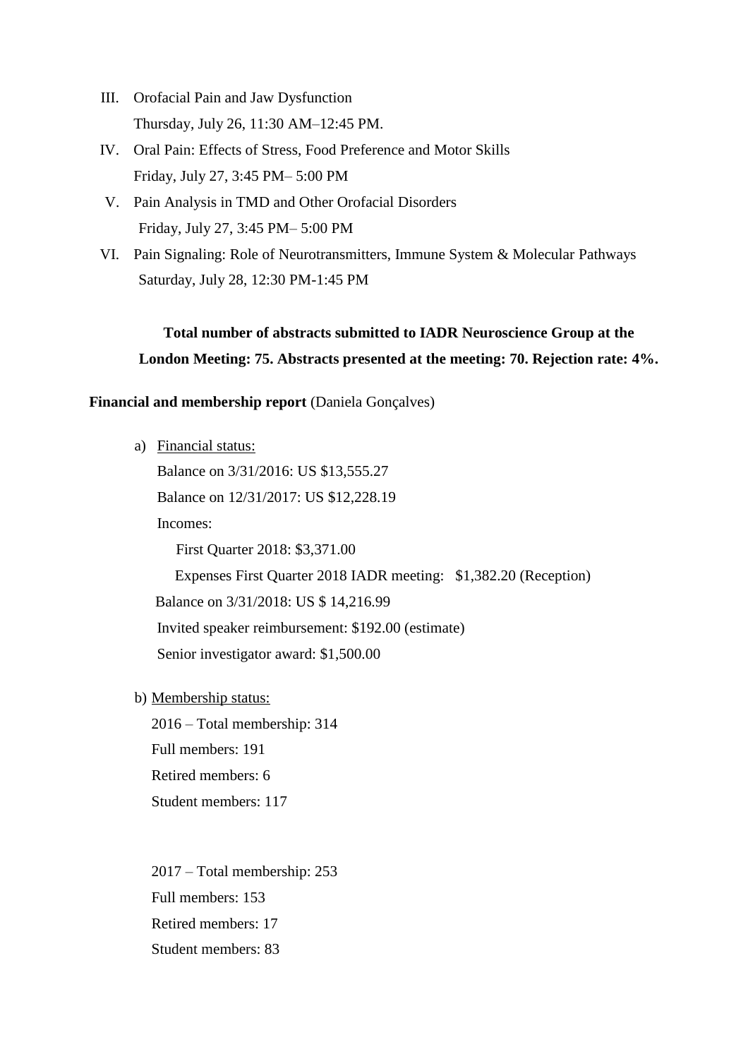III. Orofacial Pain and Jaw Dysfunction
Thursday, July 26, 11:30 AM–12:45 PM.

IV. Oral Pain: Effects of Stress, Food Preference and Motor Skills
Friday, July 27, 3:45 PM– 5:00 PM

V. Pain Analysis in TMD and Other Orofacial Disorders
Friday, July 27, 3:45 PM– 5:00 PM

VI. Pain Signaling: Role of Neurotransmitters, Immune System & Molecular Pathways
Saturday, July 28, 12:30 PM-1:45 PM

**Total number of abstracts submitted to IADR Neuroscience Group at the London Meeting: 75. Abstracts presented at the meeting: 70. Rejection rate: 4%.**

**Financial and membership report** (Daniela Gonçalves)

a) Financial status:

Balance on 3/31/2016: US $13,555.27

Balance on 12/31/2017: US $12,228.19

Incomes:

First Quarter 2018: $3,371.00

Expenses First Quarter 2018 IADR meeting: $1,382.20 (Reception)

Balance on 3/31/2018: US $ 14,216.99

Invited speaker reimbursement: $192.00 (estimate)

Senior investigator award: $1,500.00

b) Membership status:

2016 – Total membership: 314

Full members: 191

Retired members: 6

Student members: 117

2017 – Total membership: 253

Full members: 153

Retired members: 17

Student members: 83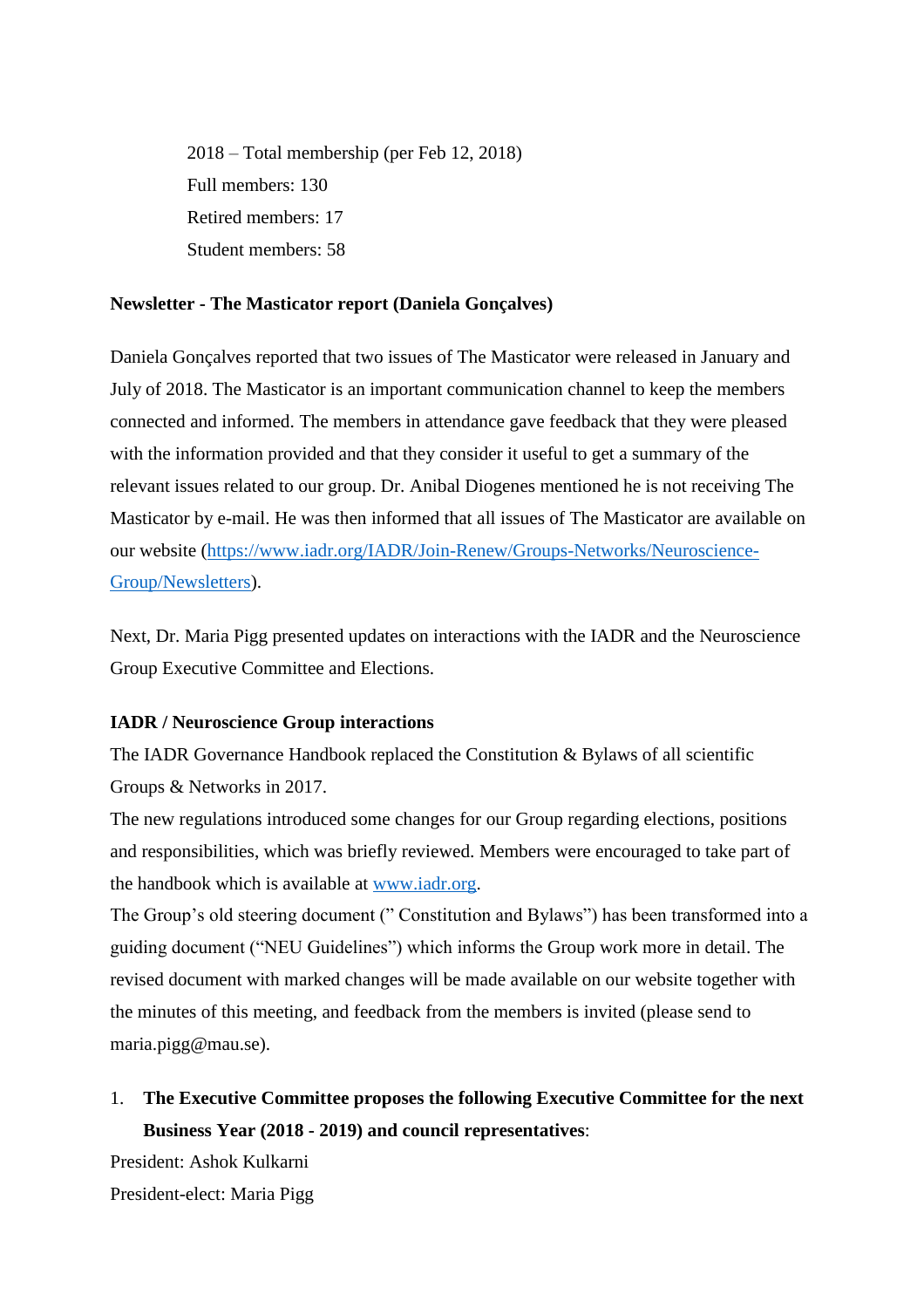2018 – Total membership (per Feb 12, 2018)

Full members: 130

Retired members: 17

Student members: 58

**Newsletter - The Masticator report (Daniela Gonçalves)**

Daniela Gonçalves reported that two issues of The Masticator were released in January and July of 2018. The Masticator is an important communication channel to keep the members connected and informed. The members in attendance gave feedback that they were pleased with the information provided and that they consider it useful to get a summary of the relevant issues related to our group. Dr. Anibal Diogenes mentioned he is not receiving The Masticator by e-mail. He was then informed that all issues of The Masticator are available on our website (https://www.iadr.org/IADR/Join-Renew/Groups-Networks/Neuroscience-Group/Newsletters).

Next, Dr. Maria Pigg presented updates on interactions with the IADR and the Neuroscience Group Executive Committee and Elections.

**IADR / Neuroscience Group interactions**

The IADR Governance Handbook replaced the Constitution & Bylaws of all scientific Groups & Networks in 2017.

The new regulations introduced some changes for our Group regarding elections, positions and responsibilities, which was briefly reviewed. Members were encouraged to take part of the handbook which is available at www.iadr.org.

The Group's old steering document (" Constitution and Bylaws") has been transformed into a guiding document ("NEU Guidelines") which informs the Group work more in detail. The revised document with marked changes will be made available on our website together with the minutes of this meeting, and feedback from the members is invited (please send to maria.pigg@mau.se).

1. **The Executive Committee proposes the following Executive Committee for the next Business Year (2018 - 2019) and council representatives**:

President: Ashok Kulkarni

President-elect: Maria Pigg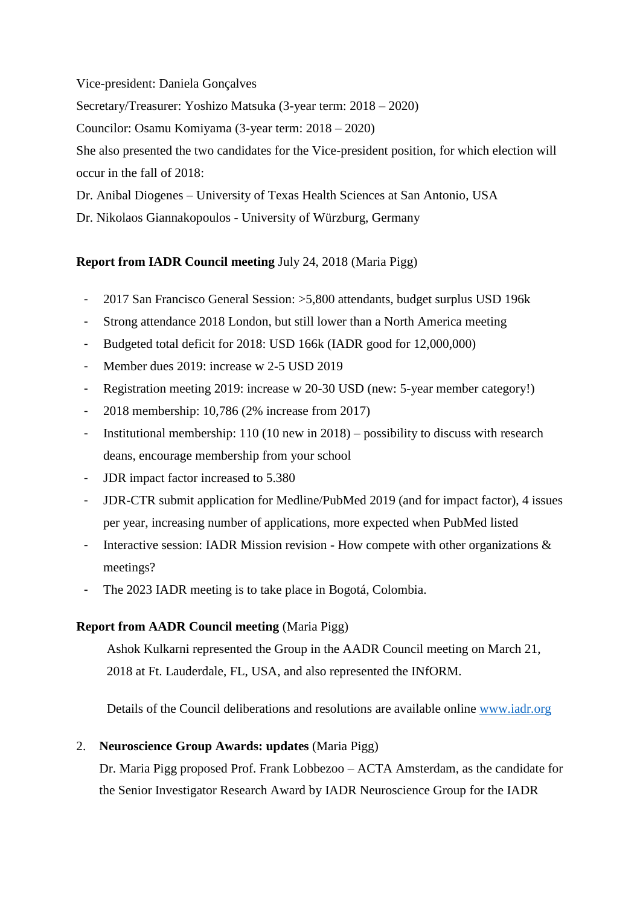Vice-president: Daniela Gonçalves

Secretary/Treasurer: Yoshizo Matsuka (3-year term: 2018 – 2020)

Councilor: Osamu Komiyama (3-year term: 2018 – 2020)

She also presented the two candidates for the Vice-president position, for which election will occur in the fall of 2018:

Dr. Anibal Diogenes – University of Texas Health Sciences at San Antonio, USA

Dr. Nikolaos Giannakopoulos - University of Würzburg, Germany

**Report from IADR Council meeting** July 24, 2018 (Maria Pigg)

- 2017 San Francisco General Session: >5,800 attendants, budget surplus USD 196k
- Strong attendance 2018 London, but still lower than a North America meeting
- Budgeted total deficit for 2018: USD 166k (IADR good for 12,000,000)
- Member dues 2019: increase w 2-5 USD 2019
- Registration meeting 2019: increase w 20-30 USD (new: 5-year member category!)
- 2018 membership: 10,786 (2% increase from 2017)
- Institutional membership: 110 (10 new in 2018) – possibility to discuss with research deans, encourage membership from your school
- JDR impact factor increased to 5.380
- JDR-CTR submit application for Medline/PubMed 2019 (and for impact factor), 4 issues per year, increasing number of applications, more expected when PubMed listed
- Interactive session: IADR Mission revision - How compete with other organizations & meetings?
- The 2023 IADR meeting is to take place in Bogotá, Colombia.

**Report from AADR Council meeting** (Maria Pigg)

Ashok Kulkarni represented the Group in the AADR Council meeting on March 21, 2018 at Ft. Lauderdale, FL, USA, and also represented the INfORM.

Details of the Council deliberations and resolutions are available online www.iadr.org

2. **Neuroscience Group Awards: updates** (Maria Pigg)

   Dr. Maria Pigg proposed Prof. Frank Lobbezoo – ACTA Amsterdam, as the candidate for the Senior Investigator Research Award by IADR Neuroscience Group for the IADR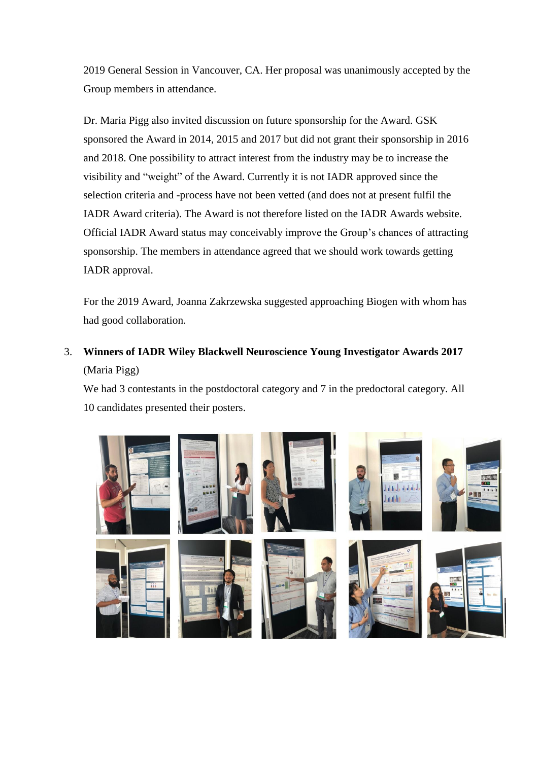2019 General Session in Vancouver, CA. Her proposal was unanimously accepted by the Group members in attendance.

Dr. Maria Pigg also invited discussion on future sponsorship for the Award. GSK sponsored the Award in 2014, 2015 and 2017 but did not grant their sponsorship in 2016 and 2018. One possibility to attract interest from the industry may be to increase the visibility and "weight" of the Award. Currently it is not IADR approved since the selection criteria and -process have not been vetted (and does not at present fulfil the IADR Award criteria). The Award is not therefore listed on the IADR Awards website. Official IADR Award status may conceivably improve the Group's chances of attracting sponsorship. The members in attendance agreed that we should work towards getting IADR approval.

For the 2019 Award, Joanna Zakrzewska suggested approaching Biogen with whom has had good collaboration.

3. **Winners of IADR Wiley Blackwell Neuroscience Young Investigator Awards 2017** (Maria Pigg)

   We had 3 contestants in the postdoctoral category and 7 in the predoctoral category. All 10 candidates presented their posters.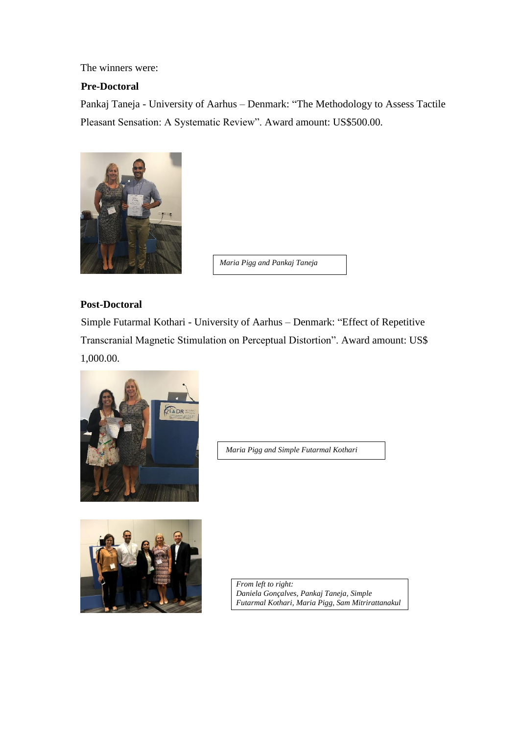The winners were:

**Pre-Doctoral**

Pankaj Taneja - University of Aarhus – Denmark: "The Methodology to Assess Tactile Pleasant Sensation: A Systematic Review". Award amount: US$500.00.

*Maria Pigg and Pankaj Taneja*

**Post-Doctoral**

Simple Futarmal Kothari - University of Aarhus – Denmark: "Effect of Repetitive Transcranial Magnetic Stimulation on Perceptual Distortion". Award amount: US$ 1,000.00.

*Maria Pigg and Simple Futarmal Kothari*

*From left to right: Daniela Gonçalves, Pankaj Taneja, Simple Futarmal Kothari, Maria Pigg, Sam Mitrirattanakul*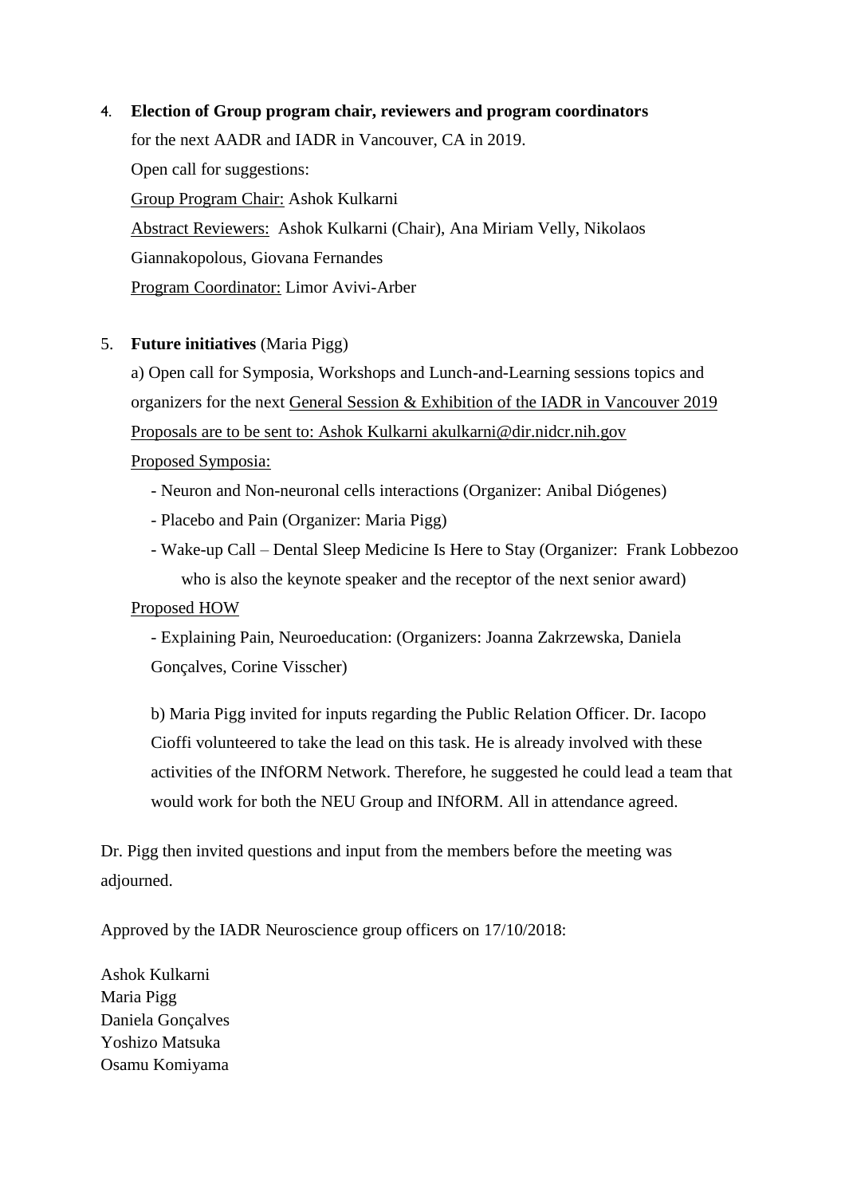4. **Election of Group program chair, reviewers and program coordinators** for the next AADR and IADR in Vancouver, CA in 2019.
   Open call for suggestions:
   Group Program Chair: Ashok Kulkarni
   Abstract Reviewers: Ashok Kulkarni (Chair), Ana Miriam Velly, Nikolaos Giannakopolous, Giovana Fernandes
   Program Coordinator: Limor Avivi-Arber

5. **Future initiatives** (Maria Pigg)
   a) Open call for Symposia, Workshops and Lunch-and-Learning sessions topics and organizers for the next General Session & Exhibition of the IADR in Vancouver 2019
   Proposals are to be sent to: Ashok Kulkarni akulkarni@dir.nidcr.nih.gov
   Proposed Symposia:
   - Neuron and Non-neuronal cells interactions (Organizer: Anibal Diógenes)
   - Placebo and Pain (Organizer: Maria Pigg)
   - Wake-up Call – Dental Sleep Medicine Is Here to Stay (Organizer: Frank Lobbezoo who is also the keynote speaker and the receptor of the next senior award)

   Proposed HOW
   - Explaining Pain, Neuroeducation: (Organizers: Joanna Zakrzewska, Daniela Gonçalves, Corine Visscher)

   b) Maria Pigg invited for inputs regarding the Public Relation Officer. Dr. Iacopo Cioffi volunteered to take the lead on this task. He is already involved with these activities of the INfORM Network. Therefore, he suggested he could lead a team that would work for both the NEU Group and INfORM. All in attendance agreed.

Dr. Pigg then invited questions and input from the members before the meeting was adjourned.

Approved by the IADR Neuroscience group officers on 17/10/2018:

Ashok Kulkarni
Maria Pigg
Daniela Gonçalves
Yoshizo Matsuka
Osamu Komiyama